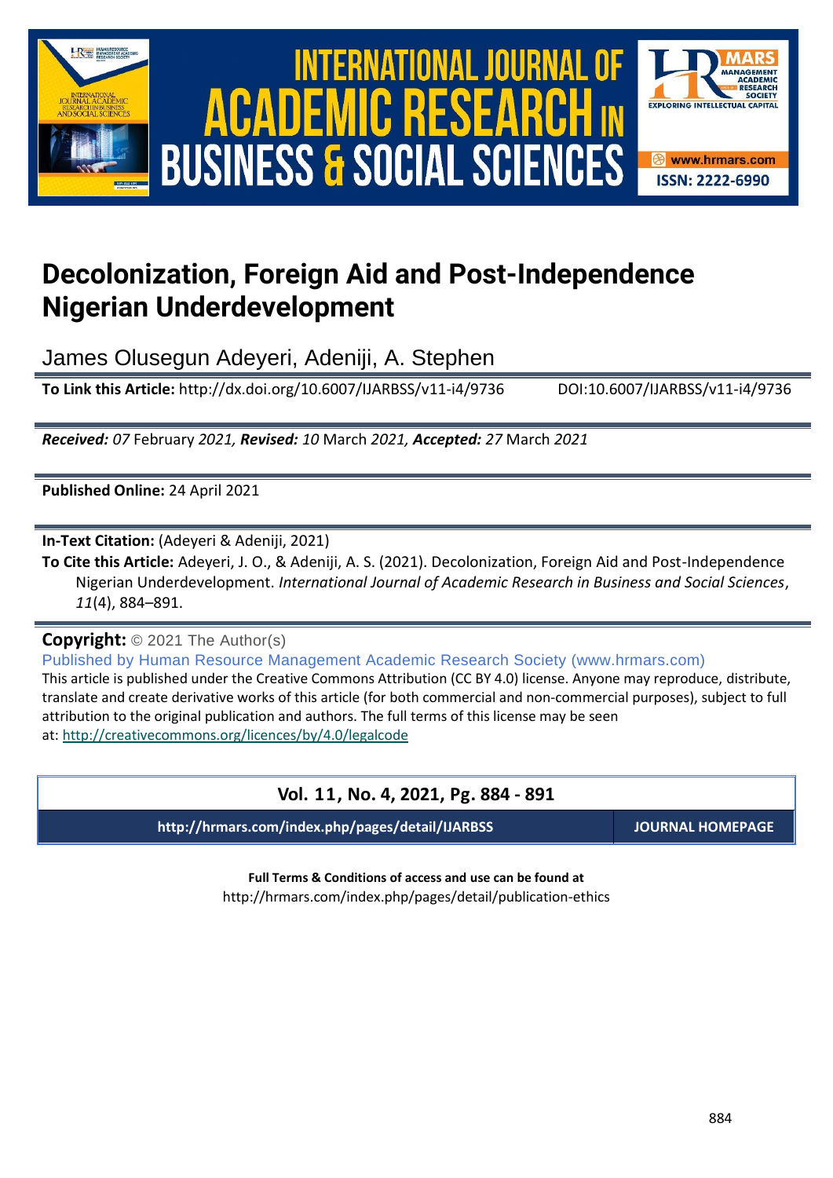# Decolonization, Foreign Aid and Post-Independence Nigerian Underdevelopment

James Olusegun Adeyeri, Adeniji, A. Stephen

**To Link this Article:** http://dx.doi.org/10.6007/IJARBSS/v11-i4/9736 DOI:10.6007/IJARBSS/v11-i4/9736

***Received:*** *07* February *2021,* ***Revised:*** *10* March *2021,* ***Accepted:*** *27* March *2021*

**Published Online:** 24 April 2021

**In-Text Citation:** (Adeyeri & Adeniji, 2021)

**To Cite this Article:** Adeyeri, J. O., & Adeniji, A. S. (2021). Decolonization, Foreign Aid and Post-Independence Nigerian Underdevelopment. *International Journal of Academic Research in Business and Social Sciences*, *11*(4), 884–891.

**Copyright:** © 2021 The Author(s)

Published by Human Resource Management Academic Research Society (www.hrmars.com)

This article is published under the Creative Commons Attribution (CC BY 4.0) license. Anyone may reproduce, distribute, translate and create derivative works of this article (for both commercial and non-commercial purposes), subject to full attribution to the original publication and authors. The full terms of this license may be seen at: http://creativecommons.org/licences/by/4.0/legalcode

**Vol. 11, No. 4, 2021, Pg. 884 - 891**

**http://hrmars.com/index.php/pages/detail/IJARBSS** **JOURNAL HOMEPAGE**

**Full Terms & Conditions of access and use can be found at**
http://hrmars.com/index.php/pages/detail/publication-ethics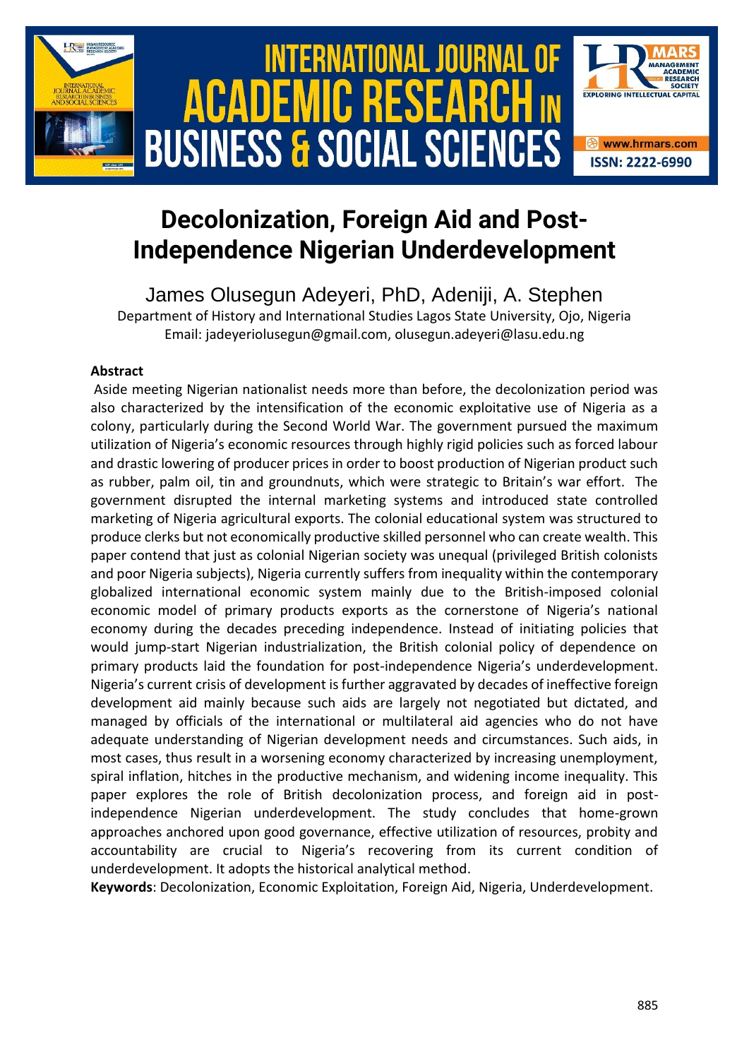# Decolonization, Foreign Aid and Post-Independence Nigerian Underdevelopment

James Olusegun Adeyeri, PhD, Adeniji, A. Stephen

Department of History and International Studies Lagos State University, Ojo, Nigeria
Email: jadeyeriolusegun@gmail.com, olusegun.adeyeri@lasu.edu.ng

**Abstract**

Aside meeting Nigerian nationalist needs more than before, the decolonization period was also characterized by the intensification of the economic exploitative use of Nigeria as a colony, particularly during the Second World War. The government pursued the maximum utilization of Nigeria's economic resources through highly rigid policies such as forced labour and drastic lowering of producer prices in order to boost production of Nigerian product such as rubber, palm oil, tin and groundnuts, which were strategic to Britain's war effort. The government disrupted the internal marketing systems and introduced state controlled marketing of Nigeria agricultural exports. The colonial educational system was structured to produce clerks but not economically productive skilled personnel who can create wealth. This paper contend that just as colonial Nigerian society was unequal (privileged British colonists and poor Nigeria subjects), Nigeria currently suffers from inequality within the contemporary globalized international economic system mainly due to the British-imposed colonial economic model of primary products exports as the cornerstone of Nigeria's national economy during the decades preceding independence. Instead of initiating policies that would jump-start Nigerian industrialization, the British colonial policy of dependence on primary products laid the foundation for post-independence Nigeria's underdevelopment. Nigeria's current crisis of development is further aggravated by decades of ineffective foreign development aid mainly because such aids are largely not negotiated but dictated, and managed by officials of the international or multilateral aid agencies who do not have adequate understanding of Nigerian development needs and circumstances. Such aids, in most cases, thus result in a worsening economy characterized by increasing unemployment, spiral inflation, hitches in the productive mechanism, and widening income inequality. This paper explores the role of British decolonization process, and foreign aid in post-independence Nigerian underdevelopment. The study concludes that home-grown approaches anchored upon good governance, effective utilization of resources, probity and accountability are crucial to Nigeria's recovering from its current condition of underdevelopment. It adopts the historical analytical method.

**Keywords**: Decolonization, Economic Exploitation, Foreign Aid, Nigeria, Underdevelopment.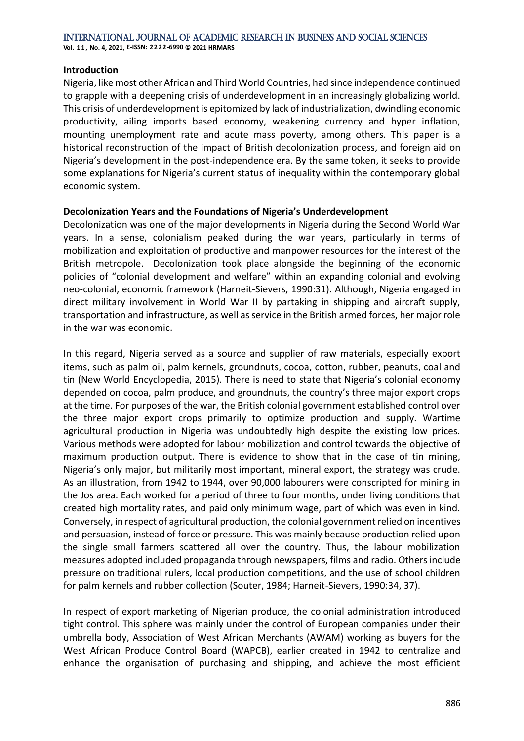## Introduction

Nigeria, like most other African and Third World Countries, had since independence continued to grapple with a deepening crisis of underdevelopment in an increasingly globalizing world. This crisis of underdevelopment is epitomized by lack of industrialization, dwindling economic productivity, ailing imports based economy, weakening currency and hyper inflation, mounting unemployment rate and acute mass poverty, among others. This paper is a historical reconstruction of the impact of British decolonization process, and foreign aid on Nigeria's development in the post-independence era. By the same token, it seeks to provide some explanations for Nigeria's current status of inequality within the contemporary global economic system.

## Decolonization Years and the Foundations of Nigeria's Underdevelopment

Decolonization was one of the major developments in Nigeria during the Second World War years. In a sense, colonialism peaked during the war years, particularly in terms of mobilization and exploitation of productive and manpower resources for the interest of the British metropole. Decolonization took place alongside the beginning of the economic policies of "colonial development and welfare" within an expanding colonial and evolving neo-colonial, economic framework (Harneit-Sievers, 1990:31). Although, Nigeria engaged in direct military involvement in World War II by partaking in shipping and aircraft supply, transportation and infrastructure, as well as service in the British armed forces, her major role in the war was economic.

In this regard, Nigeria served as a source and supplier of raw materials, especially export items, such as palm oil, palm kernels, groundnuts, cocoa, cotton, rubber, peanuts, coal and tin (New World Encyclopedia, 2015). There is need to state that Nigeria's colonial economy depended on cocoa, palm produce, and groundnuts, the country's three major export crops at the time. For purposes of the war, the British colonial government established control over the three major export crops primarily to optimize production and supply. Wartime agricultural production in Nigeria was undoubtedly high despite the existing low prices. Various methods were adopted for labour mobilization and control towards the objective of maximum production output. There is evidence to show that in the case of tin mining, Nigeria's only major, but militarily most important, mineral export, the strategy was crude. As an illustration, from 1942 to 1944, over 90,000 labourers were conscripted for mining in the Jos area. Each worked for a period of three to four months, under living conditions that created high mortality rates, and paid only minimum wage, part of which was even in kind. Conversely, in respect of agricultural production, the colonial government relied on incentives and persuasion, instead of force or pressure. This was mainly because production relied upon the single small farmers scattered all over the country. Thus, the labour mobilization measures adopted included propaganda through newspapers, films and radio. Others include pressure on traditional rulers, local production competitions, and the use of school children for palm kernels and rubber collection (Souter, 1984; Harneit-Sievers, 1990:34, 37).

In respect of export marketing of Nigerian produce, the colonial administration introduced tight control. This sphere was mainly under the control of European companies under their umbrella body, Association of West African Merchants (AWAM) working as buyers for the West African Produce Control Board (WAPCB), earlier created in 1942 to centralize and enhance the organisation of purchasing and shipping, and achieve the most efficient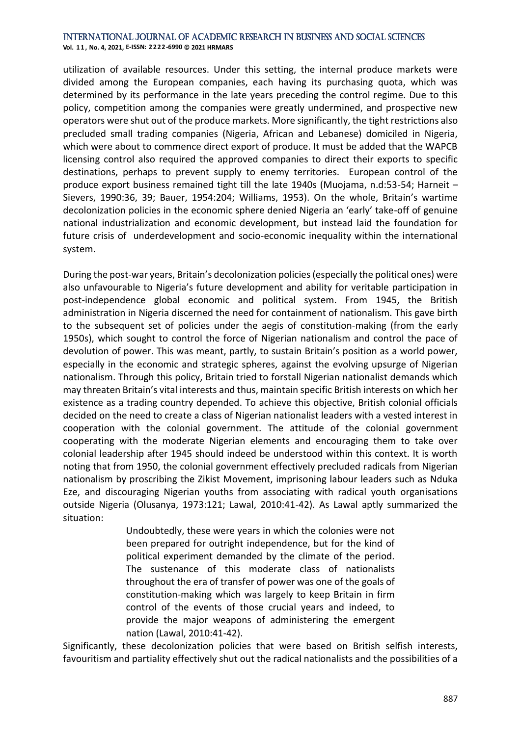utilization of available resources. Under this setting, the internal produce markets were divided among the European companies, each having its purchasing quota, which was determined by its performance in the late years preceding the control regime. Due to this policy, competition among the companies were greatly undermined, and prospective new operators were shut out of the produce markets. More significantly, the tight restrictions also precluded small trading companies (Nigeria, African and Lebanese) domiciled in Nigeria, which were about to commence direct export of produce. It must be added that the WAPCB licensing control also required the approved companies to direct their exports to specific destinations, perhaps to prevent supply to enemy territories. European control of the produce export business remained tight till the late 1940s (Muojama, n.d:53-54; Harneit – Sievers, 1990:36, 39; Bauer, 1954:204; Williams, 1953). On the whole, Britain's wartime decolonization policies in the economic sphere denied Nigeria an 'early' take-off of genuine national industrialization and economic development, but instead laid the foundation for future crisis of underdevelopment and socio-economic inequality within the international system.

During the post-war years, Britain's decolonization policies (especially the political ones) were also unfavourable to Nigeria's future development and ability for veritable participation in post-independence global economic and political system. From 1945, the British administration in Nigeria discerned the need for containment of nationalism. This gave birth to the subsequent set of policies under the aegis of constitution-making (from the early 1950s), which sought to control the force of Nigerian nationalism and control the pace of devolution of power. This was meant, partly, to sustain Britain's position as a world power, especially in the economic and strategic spheres, against the evolving upsurge of Nigerian nationalism. Through this policy, Britain tried to forstall Nigerian nationalist demands which may threaten Britain's vital interests and thus, maintain specific British interests on which her existence as a trading country depended. To achieve this objective, British colonial officials decided on the need to create a class of Nigerian nationalist leaders with a vested interest in cooperation with the colonial government. The attitude of the colonial government cooperating with the moderate Nigerian elements and encouraging them to take over colonial leadership after 1945 should indeed be understood within this context. It is worth noting that from 1950, the colonial government effectively precluded radicals from Nigerian nationalism by proscribing the Zikist Movement, imprisoning labour leaders such as Nduka Eze, and discouraging Nigerian youths from associating with radical youth organisations outside Nigeria (Olusanya, 1973:121; Lawal, 2010:41-42). As Lawal aptly summarized the situation:

> Undoubtedly, these were years in which the colonies were not been prepared for outright independence, but for the kind of political experiment demanded by the climate of the period. The sustenance of this moderate class of nationalists throughout the era of transfer of power was one of the goals of constitution-making which was largely to keep Britain in firm control of the events of those crucial years and indeed, to provide the major weapons of administering the emergent nation (Lawal, 2010:41-42).

Significantly, these decolonization policies that were based on British selfish interests, favouritism and partiality effectively shut out the radical nationalists and the possibilities of a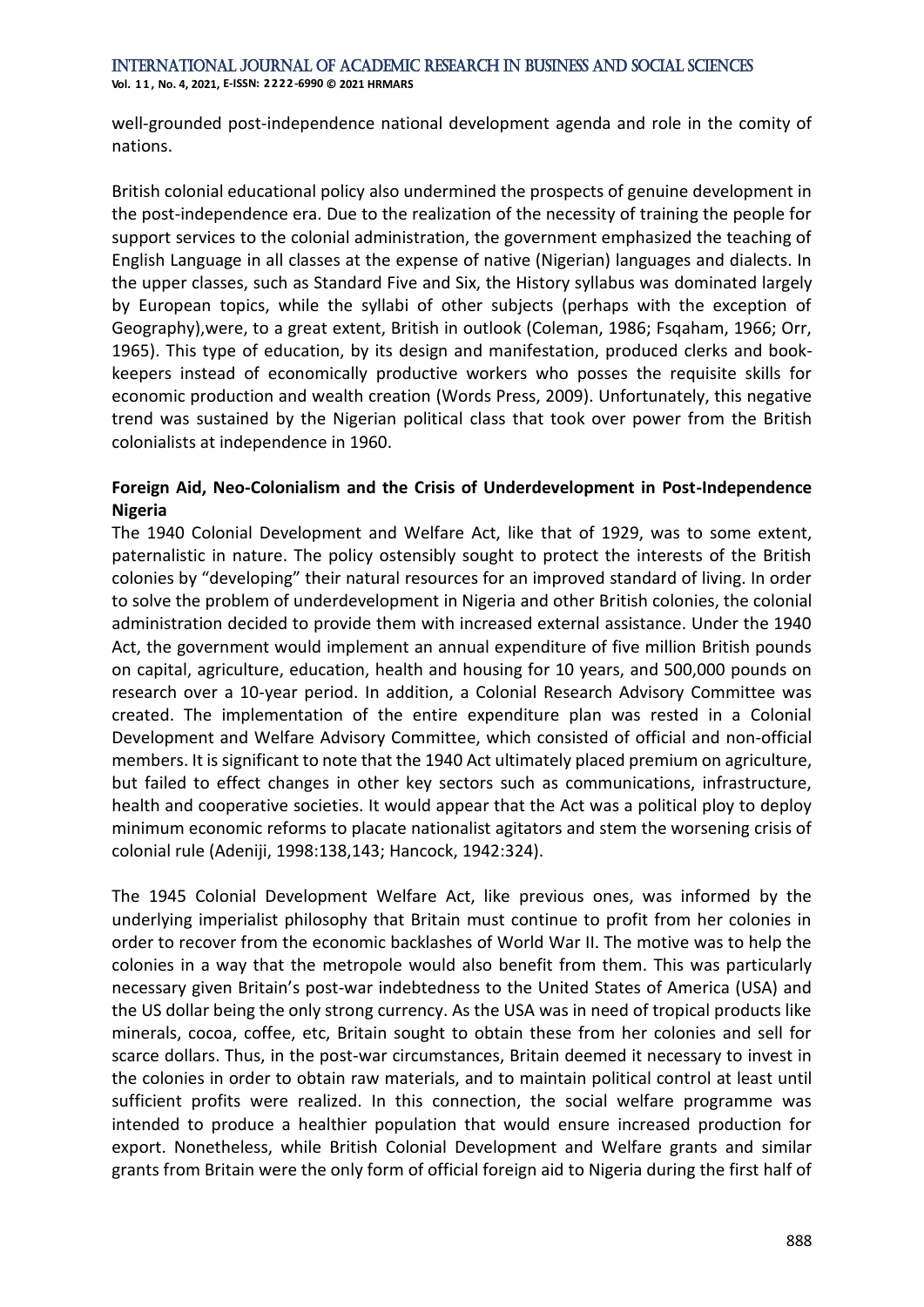well-grounded post-independence national development agenda and role in the comity of nations.

British colonial educational policy also undermined the prospects of genuine development in the post-independence era. Due to the realization of the necessity of training the people for support services to the colonial administration, the government emphasized the teaching of English Language in all classes at the expense of native (Nigerian) languages and dialects. In the upper classes, such as Standard Five and Six, the History syllabus was dominated largely by European topics, while the syllabi of other subjects (perhaps with the exception of Geography),were, to a great extent, British in outlook (Coleman, 1986; Fsqaham, 1966; Orr, 1965). This type of education, by its design and manifestation, produced clerks and book-keepers instead of economically productive workers who posses the requisite skills for economic production and wealth creation (Words Press, 2009). Unfortunately, this negative trend was sustained by the Nigerian political class that took over power from the British colonialists at independence in 1960.

**Foreign Aid, Neo-Colonialism and the Crisis of Underdevelopment in Post-Independence Nigeria**

The 1940 Colonial Development and Welfare Act, like that of 1929, was to some extent, paternalistic in nature. The policy ostensibly sought to protect the interests of the British colonies by "developing" their natural resources for an improved standard of living. In order to solve the problem of underdevelopment in Nigeria and other British colonies, the colonial administration decided to provide them with increased external assistance. Under the 1940 Act, the government would implement an annual expenditure of five million British pounds on capital, agriculture, education, health and housing for 10 years, and 500,000 pounds on research over a 10-year period. In addition, a Colonial Research Advisory Committee was created. The implementation of the entire expenditure plan was rested in a Colonial Development and Welfare Advisory Committee, which consisted of official and non-official members. It is significant to note that the 1940 Act ultimately placed premium on agriculture, but failed to effect changes in other key sectors such as communications, infrastructure, health and cooperative societies. It would appear that the Act was a political ploy to deploy minimum economic reforms to placate nationalist agitators and stem the worsening crisis of colonial rule (Adeniji, 1998:138,143; Hancock, 1942:324).

The 1945 Colonial Development Welfare Act, like previous ones, was informed by the underlying imperialist philosophy that Britain must continue to profit from her colonies in order to recover from the economic backlashes of World War II. The motive was to help the colonies in a way that the metropole would also benefit from them. This was particularly necessary given Britain's post-war indebtedness to the United States of America (USA) and the US dollar being the only strong currency. As the USA was in need of tropical products like minerals, cocoa, coffee, etc, Britain sought to obtain these from her colonies and sell for scarce dollars. Thus, in the post-war circumstances, Britain deemed it necessary to invest in the colonies in order to obtain raw materials, and to maintain political control at least until sufficient profits were realized. In this connection, the social welfare programme was intended to produce a healthier population that would ensure increased production for export. Nonetheless, while British Colonial Development and Welfare grants and similar grants from Britain were the only form of official foreign aid to Nigeria during the first half of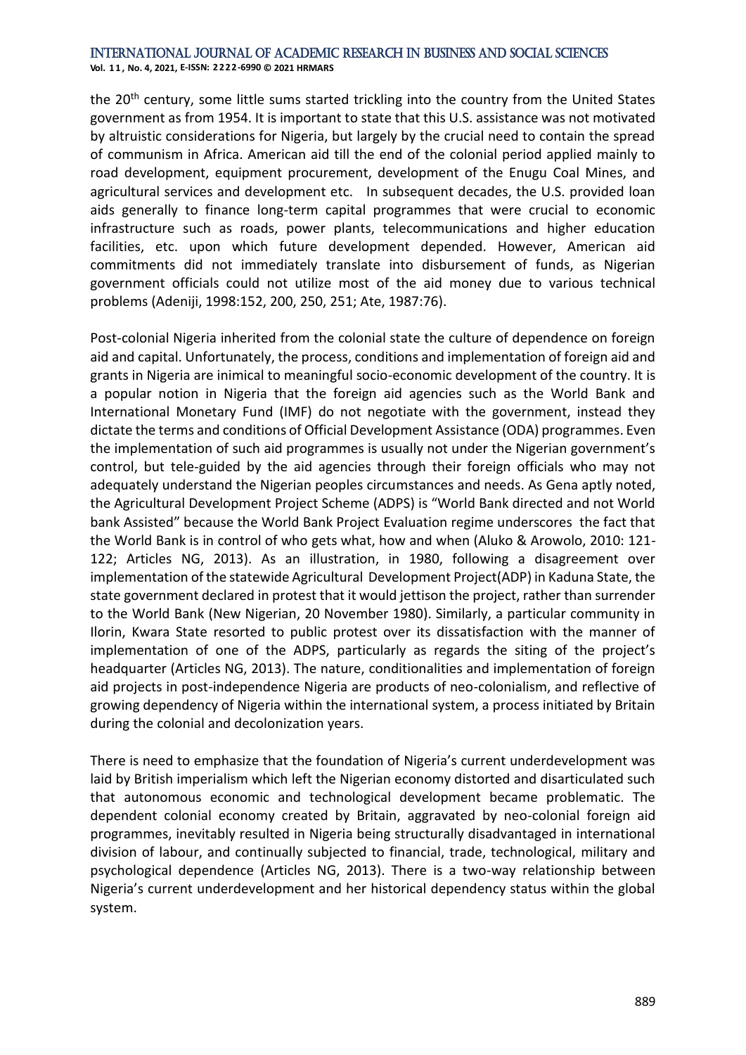the 20th century, some little sums started trickling into the country from the United States government as from 1954. It is important to state that this U.S. assistance was not motivated by altruistic considerations for Nigeria, but largely by the crucial need to contain the spread of communism in Africa. American aid till the end of the colonial period applied mainly to road development, equipment procurement, development of the Enugu Coal Mines, and agricultural services and development etc. In subsequent decades, the U.S. provided loan aids generally to finance long-term capital programmes that were crucial to economic infrastructure such as roads, power plants, telecommunications and higher education facilities, etc. upon which future development depended. However, American aid commitments did not immediately translate into disbursement of funds, as Nigerian government officials could not utilize most of the aid money due to various technical problems (Adeniji, 1998:152, 200, 250, 251; Ate, 1987:76).

Post-colonial Nigeria inherited from the colonial state the culture of dependence on foreign aid and capital. Unfortunately, the process, conditions and implementation of foreign aid and grants in Nigeria are inimical to meaningful socio-economic development of the country. It is a popular notion in Nigeria that the foreign aid agencies such as the World Bank and International Monetary Fund (IMF) do not negotiate with the government, instead they dictate the terms and conditions of Official Development Assistance (ODA) programmes. Even the implementation of such aid programmes is usually not under the Nigerian government's control, but tele-guided by the aid agencies through their foreign officials who may not adequately understand the Nigerian peoples circumstances and needs. As Gena aptly noted, the Agricultural Development Project Scheme (ADPS) is "World Bank directed and not World bank Assisted" because the World Bank Project Evaluation regime underscores the fact that the World Bank is in control of who gets what, how and when (Aluko & Arowolo, 2010: 121-122; Articles NG, 2013). As an illustration, in 1980, following a disagreement over implementation of the statewide Agricultural Development Project(ADP) in Kaduna State, the state government declared in protest that it would jettison the project, rather than surrender to the World Bank (New Nigerian, 20 November 1980). Similarly, a particular community in Ilorin, Kwara State resorted to public protest over its dissatisfaction with the manner of implementation of one of the ADPS, particularly as regards the siting of the project's headquarter (Articles NG, 2013). The nature, conditionalities and implementation of foreign aid projects in post-independence Nigeria are products of neo-colonialism, and reflective of growing dependency of Nigeria within the international system, a process initiated by Britain during the colonial and decolonization years.

There is need to emphasize that the foundation of Nigeria's current underdevelopment was laid by British imperialism which left the Nigerian economy distorted and disarticulated such that autonomous economic and technological development became problematic. The dependent colonial economy created by Britain, aggravated by neo-colonial foreign aid programmes, inevitably resulted in Nigeria being structurally disadvantaged in international division of labour, and continually subjected to financial, trade, technological, military and psychological dependence (Articles NG, 2013). There is a two-way relationship between Nigeria's current underdevelopment and her historical dependency status within the global system.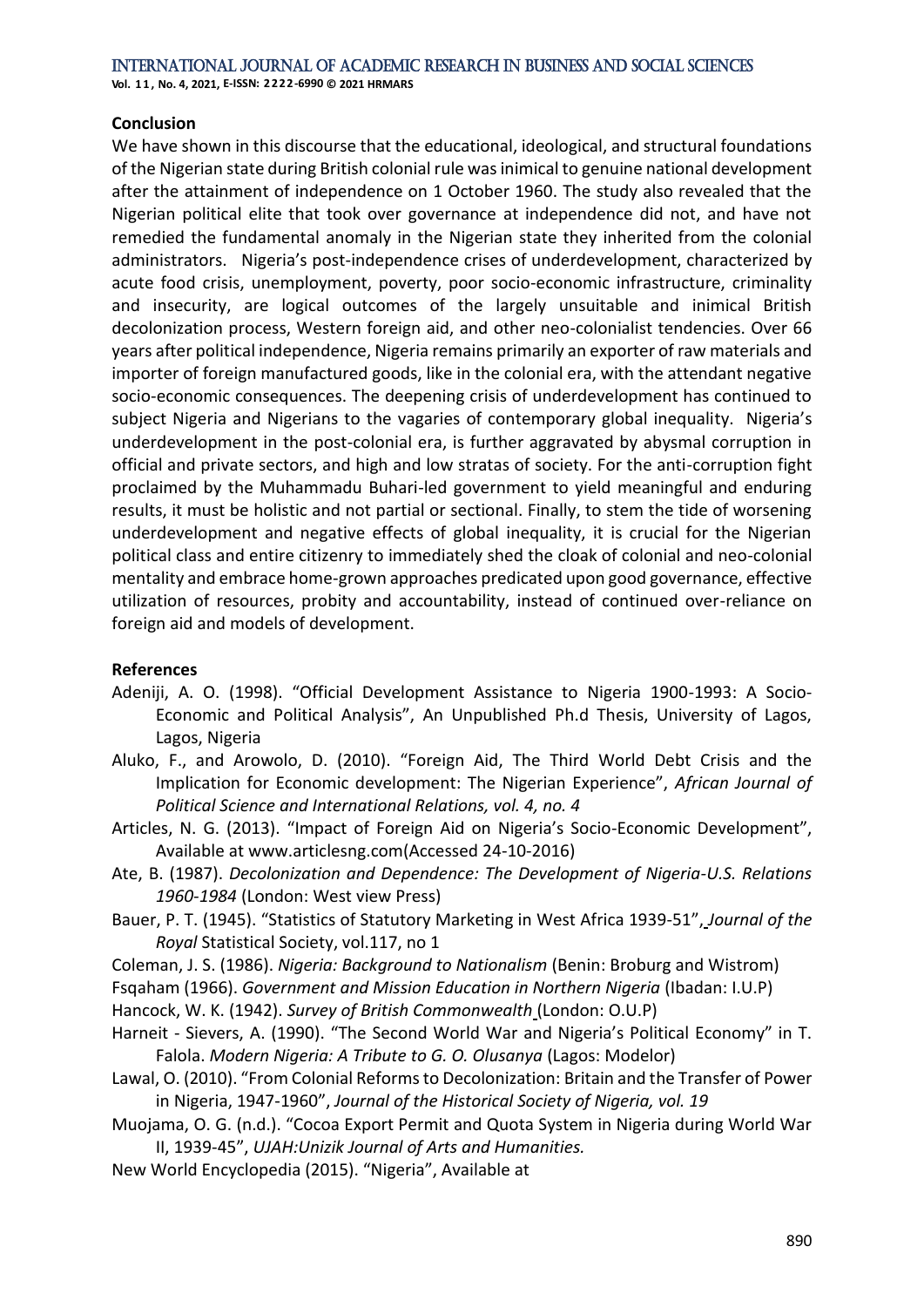## Conclusion

We have shown in this discourse that the educational, ideological, and structural foundations of the Nigerian state during British colonial rule was inimical to genuine national development after the attainment of independence on 1 October 1960. The study also revealed that the Nigerian political elite that took over governance at independence did not, and have not remedied the fundamental anomaly in the Nigerian state they inherited from the colonial administrators. Nigeria's post-independence crises of underdevelopment, characterized by acute food crisis, unemployment, poverty, poor socio-economic infrastructure, criminality and insecurity, are logical outcomes of the largely unsuitable and inimical British decolonization process, Western foreign aid, and other neo-colonialist tendencies. Over 66 years after political independence, Nigeria remains primarily an exporter of raw materials and importer of foreign manufactured goods, like in the colonial era, with the attendant negative socio-economic consequences. The deepening crisis of underdevelopment has continued to subject Nigeria and Nigerians to the vagaries of contemporary global inequality. Nigeria's underdevelopment in the post-colonial era, is further aggravated by abysmal corruption in official and private sectors, and high and low stratas of society. For the anti-corruption fight proclaimed by the Muhammadu Buhari-led government to yield meaningful and enduring results, it must be holistic and not partial or sectional. Finally, to stem the tide of worsening underdevelopment and negative effects of global inequality, it is crucial for the Nigerian political class and entire citizenry to immediately shed the cloak of colonial and neo-colonial mentality and embrace home-grown approaches predicated upon good governance, effective utilization of resources, probity and accountability, instead of continued over-reliance on foreign aid and models of development.

## References

Adeniji, A. O. (1998). "Official Development Assistance to Nigeria 1900-1993: A Socio-Economic and Political Analysis", An Unpublished Ph.d Thesis, University of Lagos, Lagos, Nigeria

Aluko, F., and Arowolo, D. (2010). "Foreign Aid, The Third World Debt Crisis and the Implication for Economic development: The Nigerian Experience", *African Journal of Political Science and International Relations, vol. 4, no. 4*

Articles, N. G. (2013). "Impact of Foreign Aid on Nigeria's Socio-Economic Development", Available at www.articlesng.com(Accessed 24-10-2016)

Ate, B. (1987). *Decolonization and Dependence: The Development of Nigeria-U.S. Relations 1960-1984* (London: West view Press)

Bauer, P. T. (1945). "Statistics of Statutory Marketing in West Africa 1939-51", *Journal of the Royal* Statistical Society, vol.117, no 1

Coleman, J. S. (1986). *Nigeria: Background to Nationalism* (Benin: Broburg and Wistrom)

Fsqaham (1966). *Government and Mission Education in Northern Nigeria* (Ibadan: I.U.P)

Hancock, W. K. (1942). *Survey of British Commonwealth* (London: O.U.P)

Harneit - Sievers, A. (1990). "The Second World War and Nigeria's Political Economy" in T. Falola. *Modern Nigeria: A Tribute to G. O. Olusanya* (Lagos: Modelor)

Lawal, O. (2010). "From Colonial Reforms to Decolonization: Britain and the Transfer of Power in Nigeria, 1947-1960", *Journal of the Historical Society of Nigeria, vol. 19*

Muojama, O. G. (n.d.). "Cocoa Export Permit and Quota System in Nigeria during World War II, 1939-45", *UJAH:Unizik Journal of Arts and Humanities.*

New World Encyclopedia (2015). "Nigeria", Available at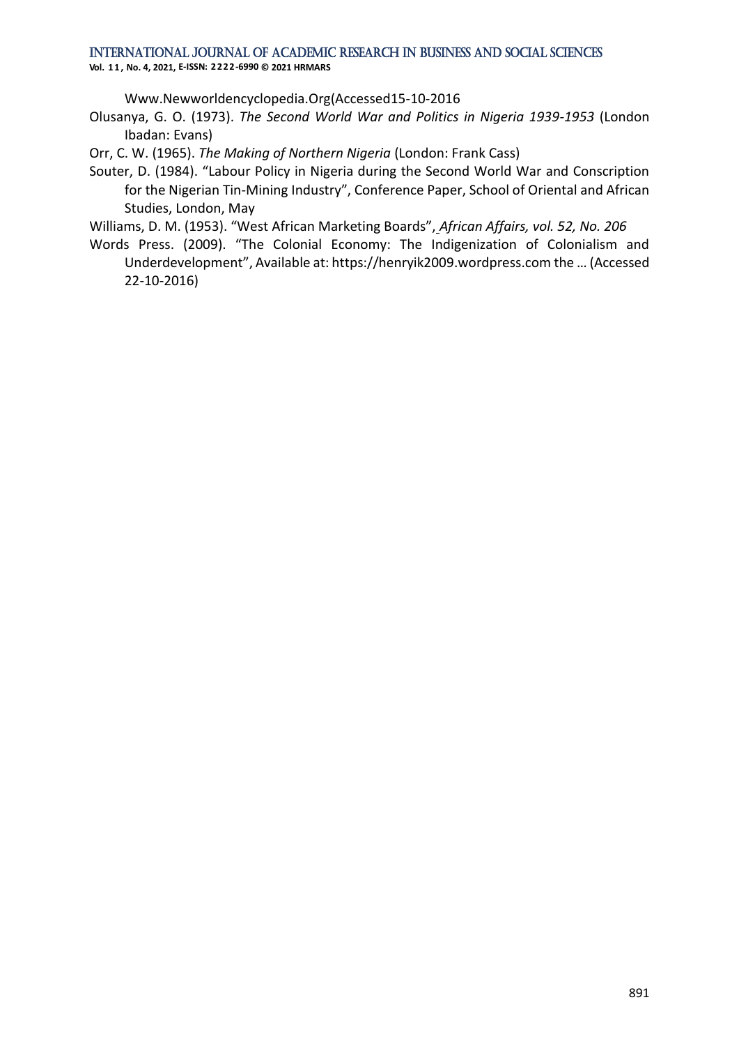Www.Newworldencyclopedia.Org(Accessed15-10-2016

Olusanya, G. O. (1973). *The Second World War and Politics in Nigeria 1939-1953* (London Ibadan: Evans)

Orr, C. W. (1965). *The Making of Northern Nigeria* (London: Frank Cass)

Souter, D. (1984). "Labour Policy in Nigeria during the Second World War and Conscription for the Nigerian Tin-Mining Industry", Conference Paper, School of Oriental and African Studies, London, May

Williams, D. M. (1953). "West African Marketing Boards", *African Affairs, vol. 52, No. 206*

Words Press. (2009). "The Colonial Economy: The Indigenization of Colonialism and Underdevelopment", Available at: https://henryik2009.wordpress.com the … (Accessed 22-10-2016)